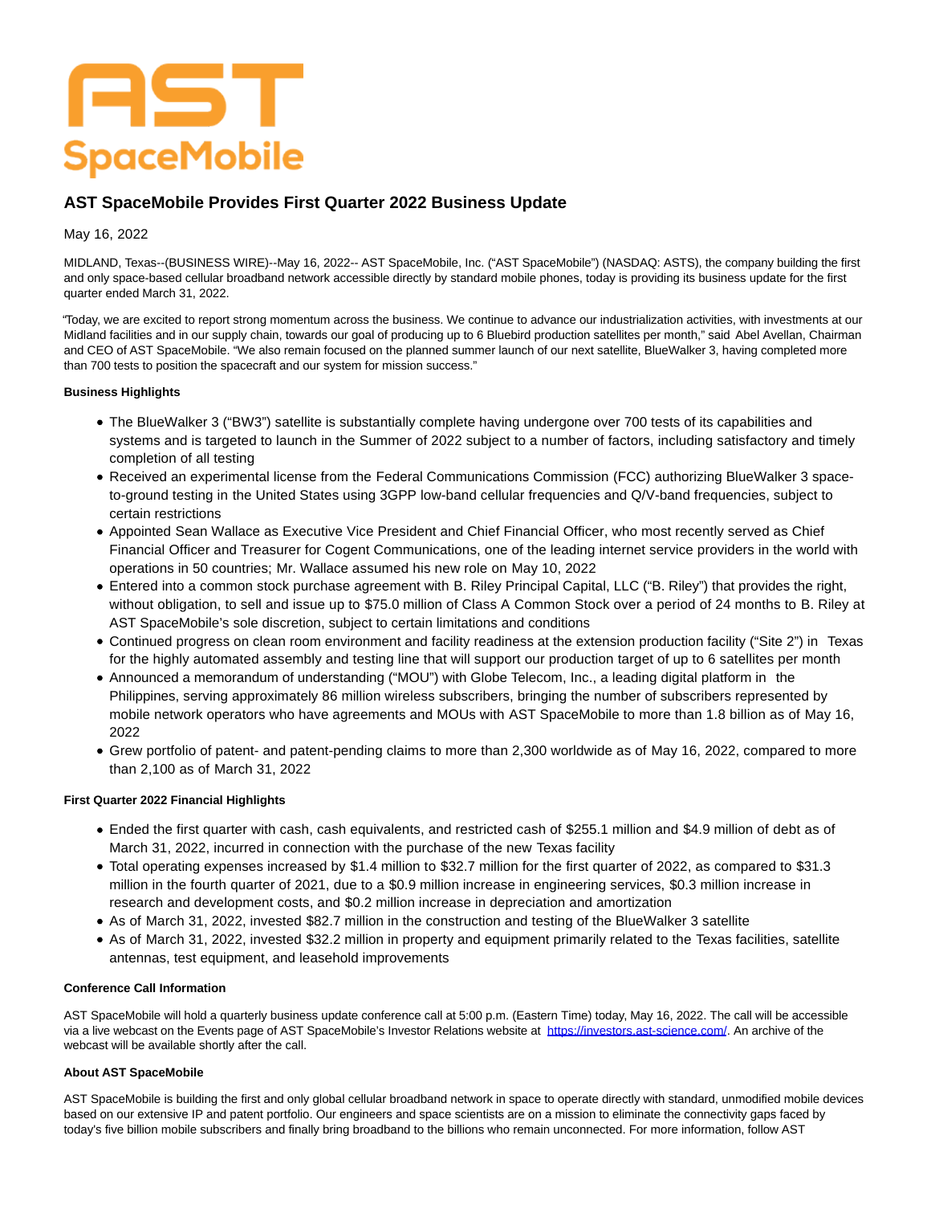AST SpaceMobile

# AST SpaceMobile Provides First Quarter 2022 Business Update

May 16, 2022

MIDLAND, Texas--(BUSINESS WIRE)--May 16, 2022-- AST SpaceMobile, Inc. ("AST SpaceMobile") (NASDAQ: ASTS), the company building the first and only space-based cellular broadband network accessible directly by standard mobile phones, today is providing its business update for the first quarter ended March 31, 2022.

"Today, we are excited to report strong momentum across the business. We continue to advance our industrialization activities, with investments at our Midland facilities and in our supply chain, towards our goal of producing up to 6 Bluebird production satellites per month," said Abel Avellan, Chairman and CEO of AST SpaceMobile. "We also remain focused on the planned summer launch of our next satellite, BlueWalker 3, having completed more than 700 tests to position the spacecraft and our system for mission success."

**Business Highlights**

- The BlueWalker 3 ("BW3") satellite is substantially complete having undergone over 700 tests of its capabilities and systems and is targeted to launch in the Summer of 2022 subject to a number of factors, including satisfactory and timely completion of all testing
- Received an experimental license from the Federal Communications Commission (FCC) authorizing BlueWalker 3 space-to-ground testing in the United States using 3GPP low-band cellular frequencies and Q/V-band frequencies, subject to certain restrictions
- Appointed Sean Wallace as Executive Vice President and Chief Financial Officer, who most recently served as Chief Financial Officer and Treasurer for Cogent Communications, one of the leading internet service providers in the world with operations in 50 countries; Mr. Wallace assumed his new role on May 10, 2022
- Entered into a common stock purchase agreement with B. Riley Principal Capital, LLC ("B. Riley") that provides the right, without obligation, to sell and issue up to $75.0 million of Class A Common Stock over a period of 24 months to B. Riley at AST SpaceMobile's sole discretion, subject to certain limitations and conditions
- Continued progress on clean room environment and facility readiness at the extension production facility ("Site 2") in Texas for the highly automated assembly and testing line that will support our production target of up to 6 satellites per month
- Announced a memorandum of understanding ("MOU") with Globe Telecom, Inc., a leading digital platform in the Philippines, serving approximately 86 million wireless subscribers, bringing the number of subscribers represented by mobile network operators who have agreements and MOUs with AST SpaceMobile to more than 1.8 billion as of May 16, 2022
- Grew portfolio of patent- and patent-pending claims to more than 2,300 worldwide as of May 16, 2022, compared to more than 2,100 as of March 31, 2022

**First Quarter 2022 Financial Highlights**

- Ended the first quarter with cash, cash equivalents, and restricted cash of $255.1 million and $4.9 million of debt as of March 31, 2022, incurred in connection with the purchase of the new Texas facility
- Total operating expenses increased by $1.4 million to $32.7 million for the first quarter of 2022, as compared to $31.3 million in the fourth quarter of 2021, due to a $0.9 million increase in engineering services, $0.3 million increase in research and development costs, and $0.2 million increase in depreciation and amortization
- As of March 31, 2022, invested $82.7 million in the construction and testing of the BlueWalker 3 satellite
- As of March 31, 2022, invested $32.2 million in property and equipment primarily related to the Texas facilities, satellite antennas, test equipment, and leasehold improvements

**Conference Call Information**

AST SpaceMobile will hold a quarterly business update conference call at 5:00 p.m. (Eastern Time) today, May 16, 2022. The call will be accessible via a live webcast on the Events page of AST SpaceMobile's Investor Relations website at https://investors.ast-science.com/. An archive of the webcast will be available shortly after the call.

**About AST SpaceMobile**

AST SpaceMobile is building the first and only global cellular broadband network in space to operate directly with standard, unmodified mobile devices based on our extensive IP and patent portfolio. Our engineers and space scientists are on a mission to eliminate the connectivity gaps faced by today's five billion mobile subscribers and finally bring broadband to the billions who remain unconnected. For more information, follow AST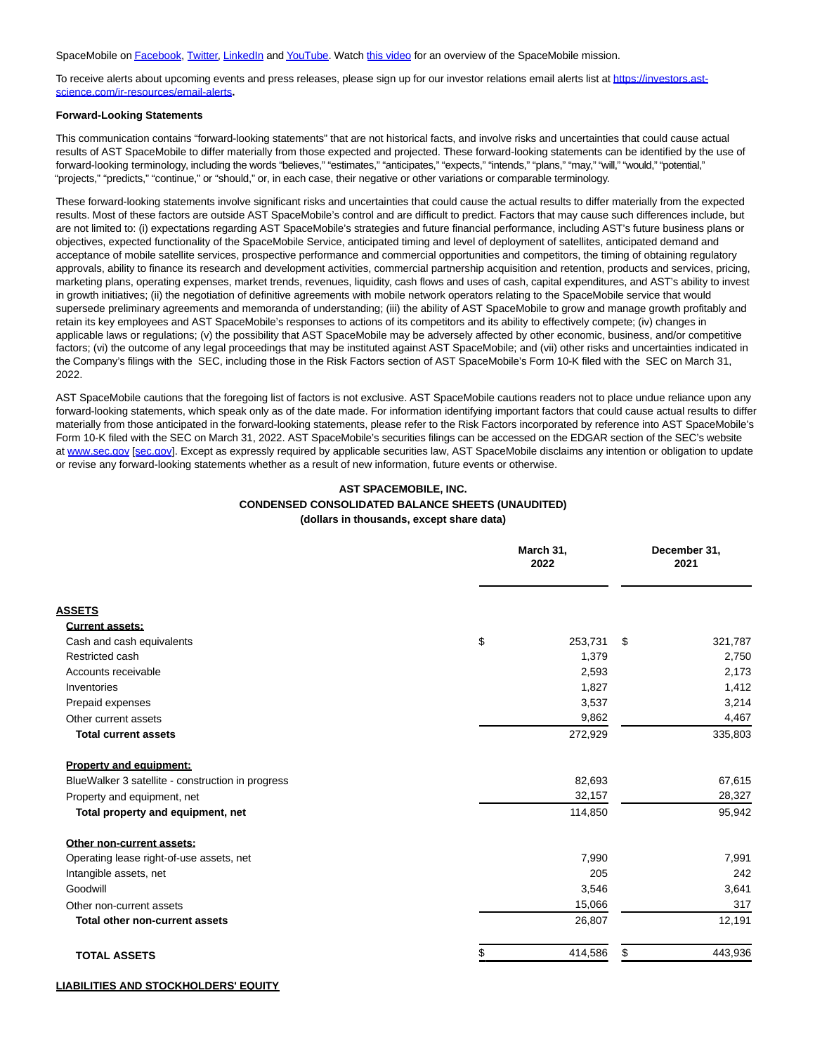SpaceMobile on Facebook, Twitter, LinkedIn and YouTube. Watch this video for an overview of the SpaceMobile mission.

To receive alerts about upcoming events and press releases, please sign up for our investor relations email alerts list at https://investors.ast-science.com/ir-resources/email-alerts**.**

**Forward-Looking Statements**

This communication contains "forward-looking statements" that are not historical facts, and involve risks and uncertainties that could cause actual results of AST SpaceMobile to differ materially from those expected and projected. These forward-looking statements can be identified by the use of forward-looking terminology, including the words "believes," "estimates," "anticipates," "expects," "intends," "plans," "may," "will," "would," "potential," "projects," "predicts," "continue," or "should," or, in each case, their negative or other variations or comparable terminology.

These forward-looking statements involve significant risks and uncertainties that could cause the actual results to differ materially from the expected results. Most of these factors are outside AST SpaceMobile's control and are difficult to predict. Factors that may cause such differences include, but are not limited to: (i) expectations regarding AST SpaceMobile's strategies and future financial performance, including AST's future business plans or objectives, expected functionality of the SpaceMobile Service, anticipated timing and level of deployment of satellites, anticipated demand and acceptance of mobile satellite services, prospective performance and commercial opportunities and competitors, the timing of obtaining regulatory approvals, ability to finance its research and development activities, commercial partnership acquisition and retention, products and services, pricing, marketing plans, operating expenses, market trends, revenues, liquidity, cash flows and uses of cash, capital expenditures, and AST's ability to invest in growth initiatives; (ii) the negotiation of definitive agreements with mobile network operators relating to the SpaceMobile service that would supersede preliminary agreements and memoranda of understanding; (iii) the ability of AST SpaceMobile to grow and manage growth profitably and retain its key employees and AST SpaceMobile's responses to actions of its competitors and its ability to effectively compete; (iv) changes in applicable laws or regulations; (v) the possibility that AST SpaceMobile may be adversely affected by other economic, business, and/or competitive factors; (vi) the outcome of any legal proceedings that may be instituted against AST SpaceMobile; and (vii) other risks and uncertainties indicated in the Company's filings with the SEC, including those in the Risk Factors section of AST SpaceMobile's Form 10-K filed with the SEC on March 31, 2022.

AST SpaceMobile cautions that the foregoing list of factors is not exclusive. AST SpaceMobile cautions readers not to place undue reliance upon any forward-looking statements, which speak only as of the date made. For information identifying important factors that could cause actual results to differ materially from those anticipated in the forward-looking statements, please refer to the Risk Factors incorporated by reference into AST SpaceMobile's Form 10-K filed with the SEC on March 31, 2022. AST SpaceMobile's securities filings can be accessed on the EDGAR section of the SEC's website at www.sec.gov [sec.gov]. Except as expressly required by applicable securities law, AST SpaceMobile disclaims any intention or obligation to update or revise any forward-looking statements whether as a result of new information, future events or otherwise.

**AST SPACEMOBILE, INC.**
**CONDENSED CONSOLIDATED BALANCE SHEETS (UNAUDITED)**
**(dollars in thousands, except share data)**

| | March 31, 2022 | December 31, 2021 |
|---|---|---|
| **ASSETS** | | |
| **Current assets:** | | |
| Cash and cash equivalents | $ 253,731 | $ 321,787 |
| Restricted cash | 1,379 | 2,750 |
| Accounts receivable | 2,593 | 2,173 |
| Inventories | 1,827 | 1,412 |
| Prepaid expenses | 3,537 | 3,214 |
| Other current assets | 9,862 | 4,467 |
| **Total current assets** | 272,929 | 335,803 |
| **Property and equipment:** | | |
| BlueWalker 3 satellite - construction in progress | 82,693 | 67,615 |
| Property and equipment, net | 32,157 | 28,327 |
| **Total property and equipment, net** | 114,850 | 95,942 |
| **Other non-current assets:** | | |
| Operating lease right-of-use assets, net | 7,990 | 7,991 |
| Intangible assets, net | 205 | 242 |
| Goodwill | 3,546 | 3,641 |
| Other non-current assets | 15,066 | 317 |
| **Total other non-current assets** | 26,807 | 12,191 |
| **TOTAL ASSETS** | $ 414,586 | $ 443,936 |

**LIABILITIES AND STOCKHOLDERS' EQUITY**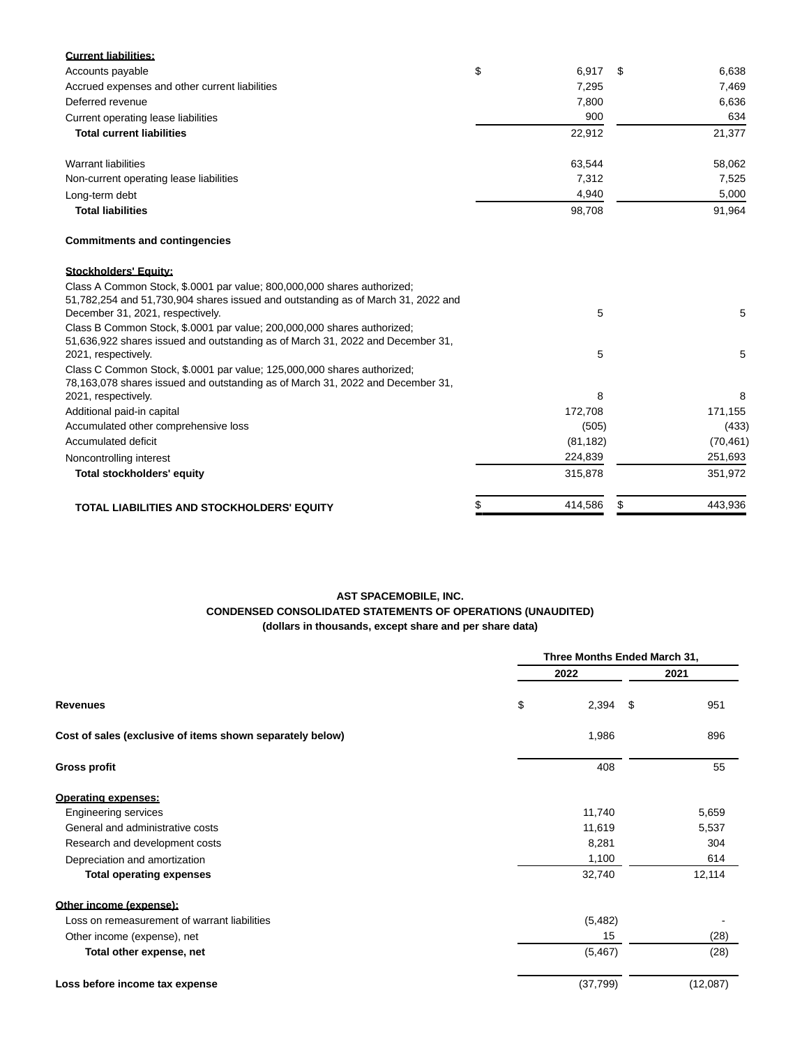| | March 31, 2022 | December 31, 2021 |
|---|---|---|
| **Current liabilities:** | | |
| Accounts payable | $ 6,917 | $ 6,638 |
| Accrued expenses and other current liabilities | 7,295 | 7,469 |
| Deferred revenue | 7,800 | 6,636 |
| Current operating lease liabilities | 900 | 634 |
| **Total current liabilities** | 22,912 | 21,377 |
| | | |
| Warrant liabilities | 63,544 | 58,062 |
| Non-current operating lease liabilities | 7,312 | 7,525 |
| Long-term debt | 4,940 | 5,000 |
| **Total liabilities** | 98,708 | 91,964 |
| | | |
| **Commitments and contingencies** | | |
| | | |
| **Stockholders' Equity:** | | |
| Class A Common Stock, \$.0001 par value; 800,000,000 shares authorized; 51,782,254 and 51,730,904 shares issued and outstanding as of March 31, 2022 and December 31, 2021, respectively. | 5 | 5 |
| Class B Common Stock, \$.0001 par value; 200,000,000 shares authorized; 51,636,922 shares issued and outstanding as of March 31, 2022 and December 31, 2021, respectively. | 5 | 5 |
| Class C Common Stock, \$.0001 par value; 125,000,000 shares authorized; 78,163,078 shares issued and outstanding as of March 31, 2022 and December 31, 2021, respectively. | 8 | 8 |
| Additional paid-in capital | 172,708 | 171,155 |
| Accumulated other comprehensive loss | (505) | (433) |
| Accumulated deficit | (81,182) | (70,461) |
| Noncontrolling interest | 224,839 | 251,693 |
| **Total stockholders' equity** | 315,878 | 351,972 |
| | | |
| **TOTAL LIABILITIES AND STOCKHOLDERS' EQUITY** | $ 414,586 | $ 443,936 |

**AST SPACEMOBILE, INC.**
**CONDENSED CONSOLIDATED STATEMENTS OF OPERATIONS (UNAUDITED)**
**(dollars in thousands, except share and per share data)**

| | Three Months Ended March 31, | |
|---|---|---|
| | 2022 | 2021 |
| **Revenues** | $ 2,394 | $ 951 |
| **Cost of sales (exclusive of items shown separately below)** | 1,986 | 896 |
| **Gross profit** | 408 | 55 |
| **Operating expenses:** | | |
| Engineering services | 11,740 | 5,659 |
| General and administrative costs | 11,619 | 5,537 |
| Research and development costs | 8,281 | 304 |
| Depreciation and amortization | 1,100 | 614 |
| **Total operating expenses** | 32,740 | 12,114 |
| **Other income (expense):** | | |
| Loss on remeasurement of warrant liabilities | (5,482) | - |
| Other income (expense), net | 15 | (28) |
| **Total other expense, net** | (5,467) | (28) |
| **Loss before income tax expense** | (37,799) | (12,087) |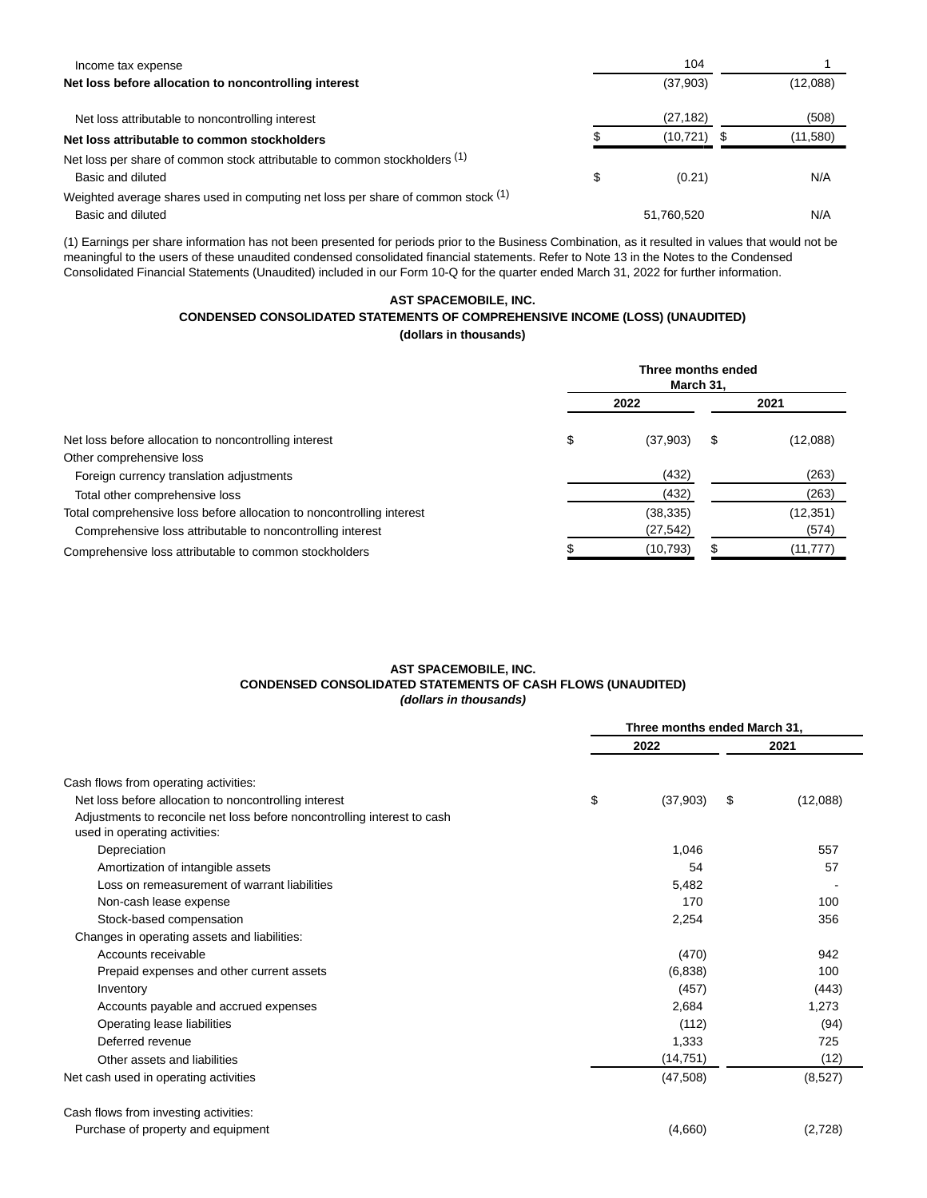| | 2022 | 2021 |
|---|---|---|
| Income tax expense | 104 | 1 |
| **Net loss before allocation to noncontrolling interest** | (37,903) | (12,088) |
| Net loss attributable to noncontrolling interest | (27,182) | (508) |
| **Net loss attributable to common stockholders** | $ (10,721) | $ (11,580) |
| Net loss per share of common stock attributable to common stockholders (1) | | |
| Basic and diluted | $ (0.21) | N/A |
| Weighted average shares used in computing net loss per share of common stock (1) | | |
| Basic and diluted | 51,760,520 | N/A |

(1) Earnings per share information has not been presented for periods prior to the Business Combination, as it resulted in values that would not be meaningful to the users of these unaudited condensed consolidated financial statements. Refer to Note 13 in the Notes to the Condensed Consolidated Financial Statements (Unaudited) included in our Form 10-Q for the quarter ended March 31, 2022 for further information.

**AST SPACEMOBILE, INC.**
**CONDENSED CONSOLIDATED STATEMENTS OF COMPREHENSIVE INCOME (LOSS) (UNAUDITED)**
**(dollars in thousands)**

| | Three months ended March 31, | |
|---|---|---|
| | 2022 | 2021 |
| Net loss before allocation to noncontrolling interest | $ (37,903) | $ (12,088) |
| Other comprehensive loss | | |
| Foreign currency translation adjustments | (432) | (263) |
| Total other comprehensive loss | (432) | (263) |
| Total comprehensive loss before allocation to noncontrolling interest | (38,335) | (12,351) |
| Comprehensive loss attributable to noncontrolling interest | (27,542) | (574) |
| Comprehensive loss attributable to common stockholders | $ (10,793) | $ (11,777) |

**AST SPACEMOBILE, INC.**
**CONDENSED CONSOLIDATED STATEMENTS OF CASH FLOWS (UNAUDITED)**
***(dollars in thousands)***

| | Three months ended March 31, | |
|---|---|---|
| | 2022 | 2021 |
| Cash flows from operating activities: | | |
| Net loss before allocation to noncontrolling interest | $ (37,903) | $ (12,088) |
| Adjustments to reconcile net loss before noncontrolling interest to cash used in operating activities: | | |
| Depreciation | 1,046 | 557 |
| Amortization of intangible assets | 54 | 57 |
| Loss on remeasurement of warrant liabilities | 5,482 | - |
| Non-cash lease expense | 170 | 100 |
| Stock-based compensation | 2,254 | 356 |
| Changes in operating assets and liabilities: | | |
| Accounts receivable | (470) | 942 |
| Prepaid expenses and other current assets | (6,838) | 100 |
| Inventory | (457) | (443) |
| Accounts payable and accrued expenses | 2,684 | 1,273 |
| Operating lease liabilities | (112) | (94) |
| Deferred revenue | 1,333 | 725 |
| Other assets and liabilities | (14,751) | (12) |
| Net cash used in operating activities | (47,508) | (8,527) |
| Cash flows from investing activities: | | |
| Purchase of property and equipment | (4,660) | (2,728) |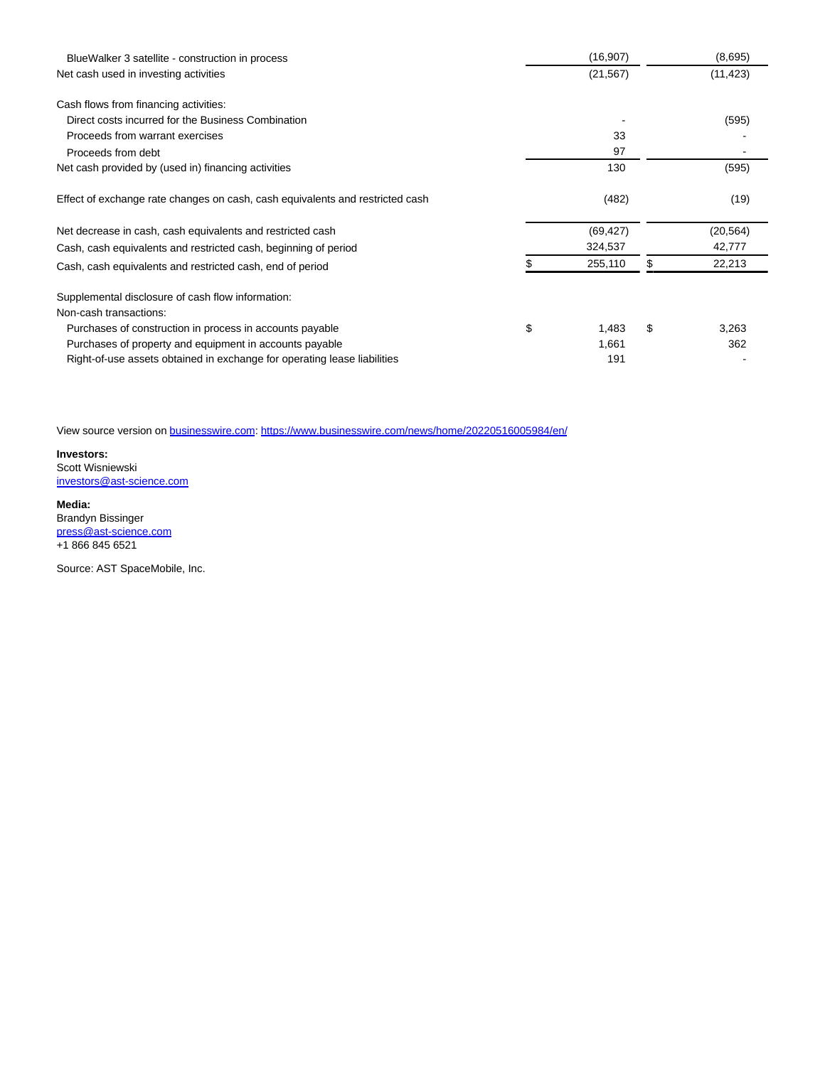| | | |
|---|---|---|
| BlueWalker 3 satellite - construction in process | (16,907) | (8,695) |
| Net cash used in investing activities | (21,567) | (11,423) |
| | | |
| Cash flows from financing activities: | | |
| Direct costs incurred for the Business Combination | - | (595) |
| Proceeds from warrant exercises | 33 | - |
| Proceeds from debt | 97 | - |
| Net cash provided by (used in) financing activities | 130 | (595) |
| | | |
| Effect of exchange rate changes on cash, cash equivalents and restricted cash | (482) | (19) |
| | | |
| Net decrease in cash, cash equivalents and restricted cash | (69,427) | (20,564) |
| Cash, cash equivalents and restricted cash, beginning of period | 324,537 | 42,777 |
| Cash, cash equivalents and restricted cash, end of period | $ 255,110 | $ 22,213 |
| | | |
| Supplemental disclosure of cash flow information: | | |
| Non-cash transactions: | | |
| Purchases of construction in process in accounts payable | $ 1,483 | $ 3,263 |
| Purchases of property and equipment in accounts payable | 1,661 | 362 |
| Right-of-use assets obtained in exchange for operating lease liabilities | 191 | - |

View source version on businesswire.com: https://www.businesswire.com/news/home/20220516005984/en/

**Investors:**
Scott Wisniewski
investors@ast-science.com

**Media:**
Brandyn Bissinger
press@ast-science.com
+1 866 845 6521

Source: AST SpaceMobile, Inc.